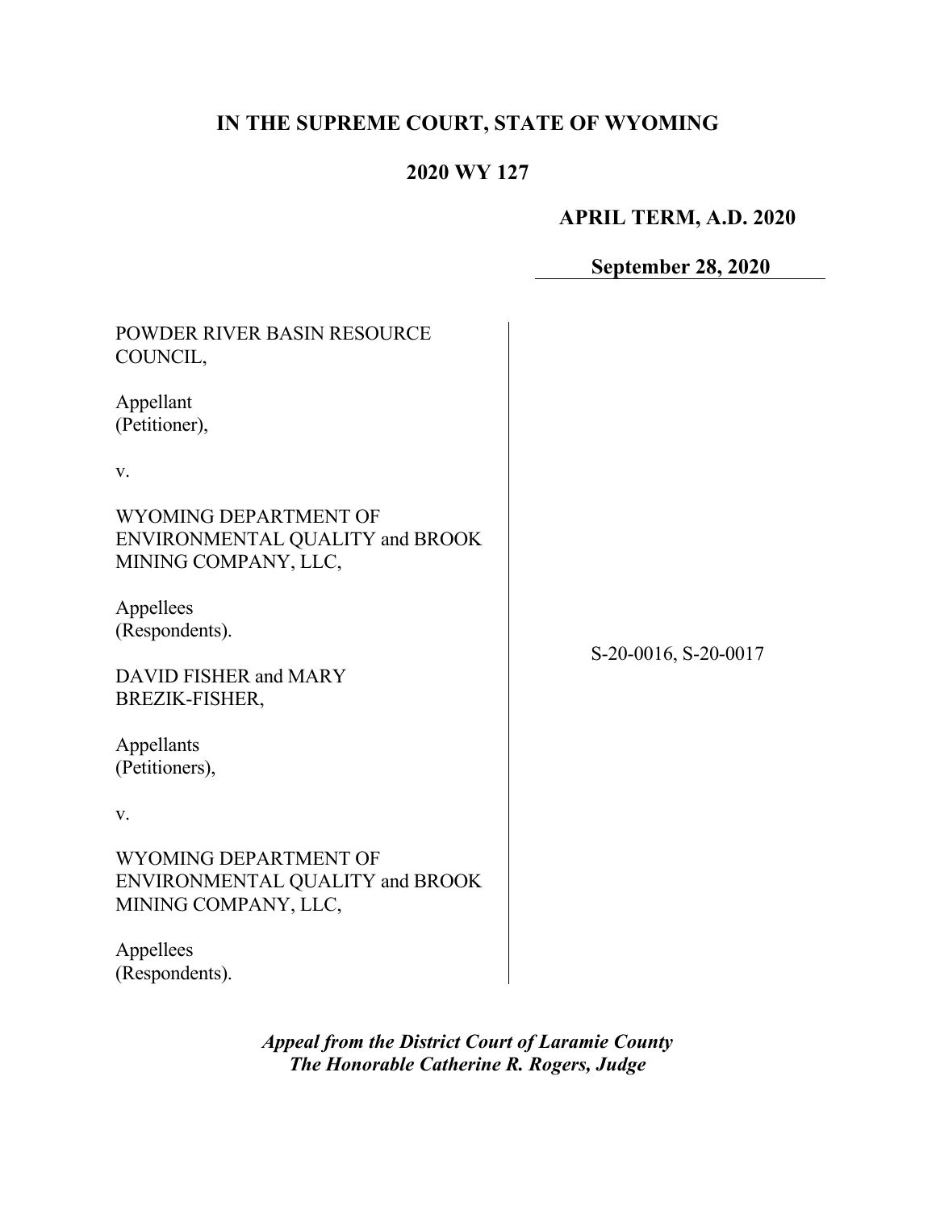# IN THE SUPREME COURT, STATE OF WYOMING

## 2020 WY 127

**APRIL TERM, A.D. 2020**

**September 28, 2020**

POWDER RIVER BASIN RESOURCE COUNCIL,

Appellant
(Petitioner),

v.

WYOMING DEPARTMENT OF ENVIRONMENTAL QUALITY and BROOK MINING COMPANY, LLC,

Appellees
(Respondents).

DAVID FISHER and MARY BREZIK-FISHER,

Appellants
(Petitioners),

v.

WYOMING DEPARTMENT OF ENVIRONMENTAL QUALITY and BROOK MINING COMPANY, LLC,

Appellees
(Respondents).

S-20-0016, S-20-0017

***Appeal from the District Court of Laramie County***
***The Honorable Catherine R. Rogers, Judge***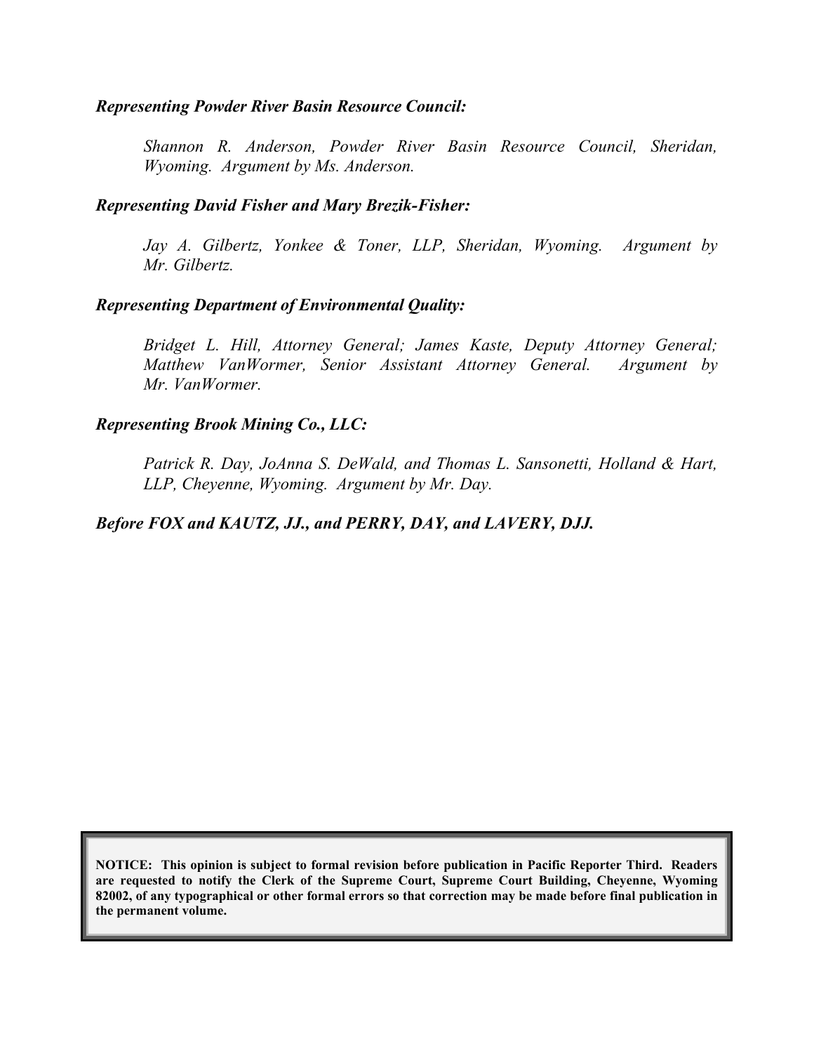***Representing Powder River Basin Resource Council:***

> *Shannon R. Anderson, Powder River Basin Resource Council, Sheridan, Wyoming. Argument by Ms. Anderson.*

***Representing David Fisher and Mary Brezik-Fisher:***

> *Jay A. Gilbertz, Yonkee & Toner, LLP, Sheridan, Wyoming. Argument by Mr. Gilbertz.*

***Representing Department of Environmental Quality:***

> *Bridget L. Hill, Attorney General; James Kaste, Deputy Attorney General; Matthew VanWormer, Senior Assistant Attorney General. Argument by Mr. VanWormer.*

***Representing Brook Mining Co., LLC:***

> *Patrick R. Day, JoAnna S. DeWald, and Thomas L. Sansonetti, Holland & Hart, LLP, Cheyenne, Wyoming. Argument by Mr. Day.*

***Before FOX and KAUTZ, JJ., and PERRY, DAY, and LAVERY, DJJ.***

**NOTICE: This opinion is subject to formal revision before publication in Pacific Reporter Third. Readers are requested to notify the Clerk of the Supreme Court, Supreme Court Building, Cheyenne, Wyoming 82002, of any typographical or other formal errors so that correction may be made before final publication in the permanent volume.**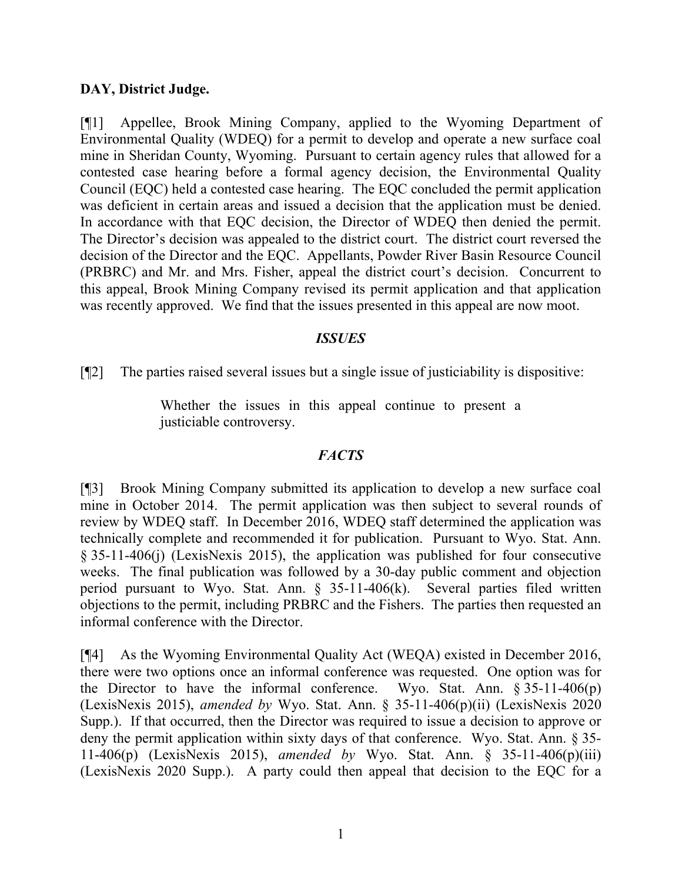**DAY, District Judge.**

[¶1] Appellee, Brook Mining Company, applied to the Wyoming Department of Environmental Quality (WDEQ) for a permit to develop and operate a new surface coal mine in Sheridan County, Wyoming. Pursuant to certain agency rules that allowed for a contested case hearing before a formal agency decision, the Environmental Quality Council (EQC) held a contested case hearing. The EQC concluded the permit application was deficient in certain areas and issued a decision that the application must be denied. In accordance with that EQC decision, the Director of WDEQ then denied the permit. The Director's decision was appealed to the district court. The district court reversed the decision of the Director and the EQC. Appellants, Powder River Basin Resource Council (PRBRC) and Mr. and Mrs. Fisher, appeal the district court's decision. Concurrent to this appeal, Brook Mining Company revised its permit application and that application was recently approved. We find that the issues presented in this appeal are now moot.

## *ISSUES*

[¶2] The parties raised several issues but a single issue of justiciability is dispositive:

> Whether the issues in this appeal continue to present a justiciable controversy.

## *FACTS*

[¶3] Brook Mining Company submitted its application to develop a new surface coal mine in October 2014. The permit application was then subject to several rounds of review by WDEQ staff. In December 2016, WDEQ staff determined the application was technically complete and recommended it for publication. Pursuant to Wyo. Stat. Ann. § 35-11-406(j) (LexisNexis 2015), the application was published for four consecutive weeks. The final publication was followed by a 30-day public comment and objection period pursuant to Wyo. Stat. Ann. § 35-11-406(k). Several parties filed written objections to the permit, including PRBRC and the Fishers. The parties then requested an informal conference with the Director.

[¶4] As the Wyoming Environmental Quality Act (WEQA) existed in December 2016, there were two options once an informal conference was requested. One option was for the Director to have the informal conference. Wyo. Stat. Ann. § 35-11-406(p) (LexisNexis 2015), *amended by* Wyo. Stat. Ann. § 35-11-406(p)(ii) (LexisNexis 2020 Supp.). If that occurred, then the Director was required to issue a decision to approve or deny the permit application within sixty days of that conference. Wyo. Stat. Ann. § 35-11-406(p) (LexisNexis 2015), *amended by* Wyo. Stat. Ann. § 35-11-406(p)(iii) (LexisNexis 2020 Supp.). A party could then appeal that decision to the EQC for a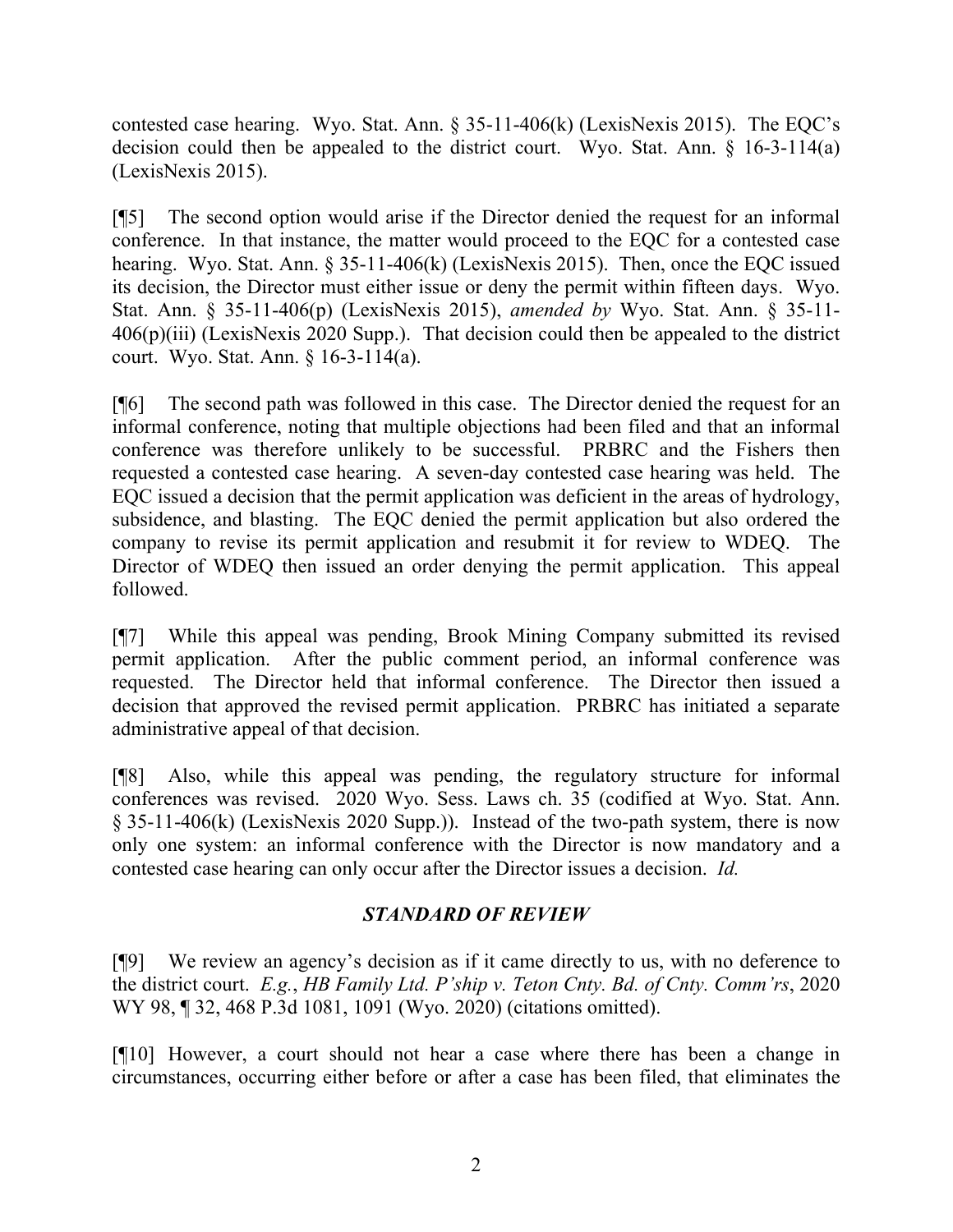contested case hearing. Wyo. Stat. Ann. § 35-11-406(k) (LexisNexis 2015). The EQC's decision could then be appealed to the district court. Wyo. Stat. Ann. § 16-3-114(a) (LexisNexis 2015).

[¶5] The second option would arise if the Director denied the request for an informal conference. In that instance, the matter would proceed to the EQC for a contested case hearing. Wyo. Stat. Ann. § 35-11-406(k) (LexisNexis 2015). Then, once the EQC issued its decision, the Director must either issue or deny the permit within fifteen days. Wyo. Stat. Ann. § 35-11-406(p) (LexisNexis 2015), *amended by* Wyo. Stat. Ann. § 35-11-406(p)(iii) (LexisNexis 2020 Supp.). That decision could then be appealed to the district court. Wyo. Stat. Ann. § 16-3-114(a).

[¶6] The second path was followed in this case. The Director denied the request for an informal conference, noting that multiple objections had been filed and that an informal conference was therefore unlikely to be successful. PRBRC and the Fishers then requested a contested case hearing. A seven-day contested case hearing was held. The EQC issued a decision that the permit application was deficient in the areas of hydrology, subsidence, and blasting. The EQC denied the permit application but also ordered the company to revise its permit application and resubmit it for review to WDEQ. The Director of WDEQ then issued an order denying the permit application. This appeal followed.

[¶7] While this appeal was pending, Brook Mining Company submitted its revised permit application. After the public comment period, an informal conference was requested. The Director held that informal conference. The Director then issued a decision that approved the revised permit application. PRBRC has initiated a separate administrative appeal of that decision.

[¶8] Also, while this appeal was pending, the regulatory structure for informal conferences was revised. 2020 Wyo. Sess. Laws ch. 35 (codified at Wyo. Stat. Ann. § 35-11-406(k) (LexisNexis 2020 Supp.)). Instead of the two-path system, there is now only one system: an informal conference with the Director is now mandatory and a contested case hearing can only occur after the Director issues a decision. *Id.*

## *STANDARD OF REVIEW*

[¶9] We review an agency's decision as if it came directly to us, with no deference to the district court. *E.g.*, *HB Family Ltd. P'ship v. Teton Cnty. Bd. of Cnty. Comm'rs*, 2020 WY 98, ¶ 32, 468 P.3d 1081, 1091 (Wyo. 2020) (citations omitted).

[¶10] However, a court should not hear a case where there has been a change in circumstances, occurring either before or after a case has been filed, that eliminates the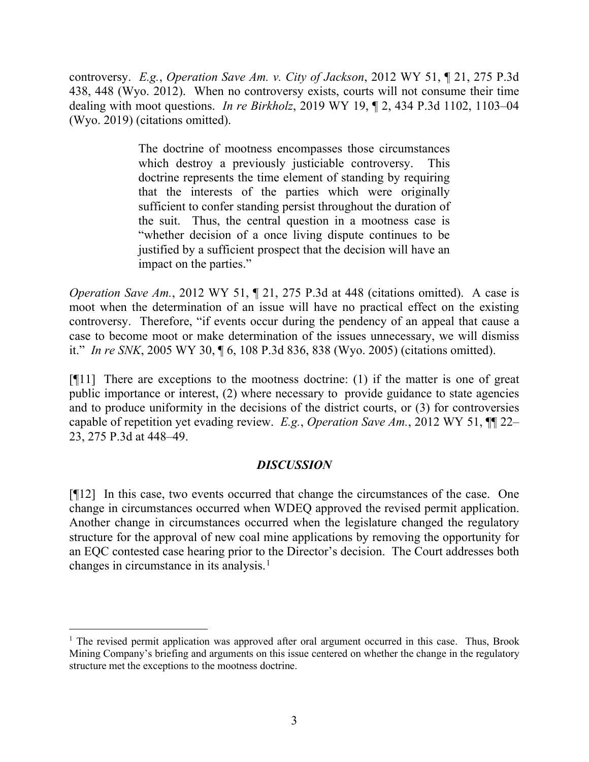controversy. *E.g.*, *Operation Save Am. v. City of Jackson*, 2012 WY 51, ¶ 21, 275 P.3d 438, 448 (Wyo. 2012). When no controversy exists, courts will not consume their time dealing with moot questions. *In re Birkholz*, 2019 WY 19, ¶ 2, 434 P.3d 1102, 1103–04 (Wyo. 2019) (citations omitted).

> The doctrine of mootness encompasses those circumstances which destroy a previously justiciable controversy. This doctrine represents the time element of standing by requiring that the interests of the parties which were originally sufficient to confer standing persist throughout the duration of the suit. Thus, the central question in a mootness case is "whether decision of a once living dispute continues to be justified by a sufficient prospect that the decision will have an impact on the parties."

*Operation Save Am.*, 2012 WY 51, ¶ 21, 275 P.3d at 448 (citations omitted). A case is moot when the determination of an issue will have no practical effect on the existing controversy. Therefore, "if events occur during the pendency of an appeal that cause a case to become moot or make determination of the issues unnecessary, we will dismiss it." *In re SNK*, 2005 WY 30, ¶ 6, 108 P.3d 836, 838 (Wyo. 2005) (citations omitted).

[¶11] There are exceptions to the mootness doctrine: (1) if the matter is one of great public importance or interest, (2) where necessary to provide guidance to state agencies and to produce uniformity in the decisions of the district courts, or (3) for controversies capable of repetition yet evading review. *E.g.*, *Operation Save Am.*, 2012 WY 51, ¶¶ 22–23, 275 P.3d at 448–49.

### *DISCUSSION*

[¶12] In this case, two events occurred that change the circumstances of the case. One change in circumstances occurred when WDEQ approved the revised permit application. Another change in circumstances occurred when the legislature changed the regulatory structure for the approval of new coal mine applications by removing the opportunity for an EQC contested case hearing prior to the Director's decision. The Court addresses both changes in circumstance in its analysis.[1]

[1] The revised permit application was approved after oral argument occurred in this case. Thus, Brook Mining Company's briefing and arguments on this issue centered on whether the change in the regulatory structure met the exceptions to the mootness doctrine.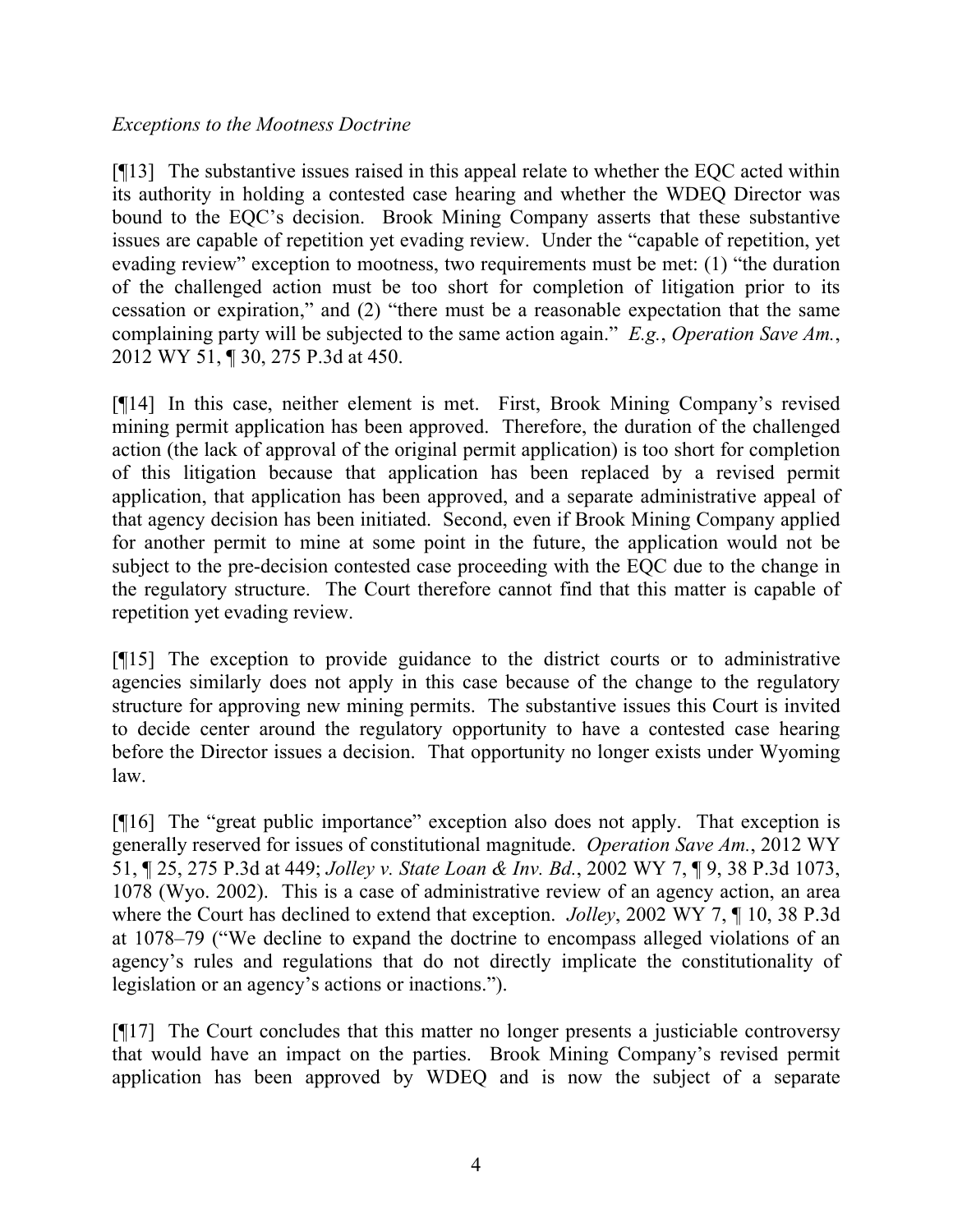*Exceptions to the Mootness Doctrine*

[¶13] The substantive issues raised in this appeal relate to whether the EQC acted within its authority in holding a contested case hearing and whether the WDEQ Director was bound to the EQC's decision. Brook Mining Company asserts that these substantive issues are capable of repetition yet evading review. Under the "capable of repetition, yet evading review" exception to mootness, two requirements must be met: (1) "the duration of the challenged action must be too short for completion of litigation prior to its cessation or expiration," and (2) "there must be a reasonable expectation that the same complaining party will be subjected to the same action again." *E.g.*, *Operation Save Am.*, 2012 WY 51, ¶ 30, 275 P.3d at 450.

[¶14] In this case, neither element is met. First, Brook Mining Company's revised mining permit application has been approved. Therefore, the duration of the challenged action (the lack of approval of the original permit application) is too short for completion of this litigation because that application has been replaced by a revised permit application, that application has been approved, and a separate administrative appeal of that agency decision has been initiated. Second, even if Brook Mining Company applied for another permit to mine at some point in the future, the application would not be subject to the pre-decision contested case proceeding with the EQC due to the change in the regulatory structure. The Court therefore cannot find that this matter is capable of repetition yet evading review.

[¶15] The exception to provide guidance to the district courts or to administrative agencies similarly does not apply in this case because of the change to the regulatory structure for approving new mining permits. The substantive issues this Court is invited to decide center around the regulatory opportunity to have a contested case hearing before the Director issues a decision. That opportunity no longer exists under Wyoming law.

[¶16] The "great public importance" exception also does not apply. That exception is generally reserved for issues of constitutional magnitude. *Operation Save Am.*, 2012 WY 51, ¶ 25, 275 P.3d at 449; *Jolley v. State Loan & Inv. Bd.*, 2002 WY 7, ¶ 9, 38 P.3d 1073, 1078 (Wyo. 2002). This is a case of administrative review of an agency action, an area where the Court has declined to extend that exception. *Jolley*, 2002 WY 7, ¶ 10, 38 P.3d at 1078–79 ("We decline to expand the doctrine to encompass alleged violations of an agency's rules and regulations that do not directly implicate the constitutionality of legislation or an agency's actions or inactions.").

[¶17] The Court concludes that this matter no longer presents a justiciable controversy that would have an impact on the parties. Brook Mining Company's revised permit application has been approved by WDEQ and is now the subject of a separate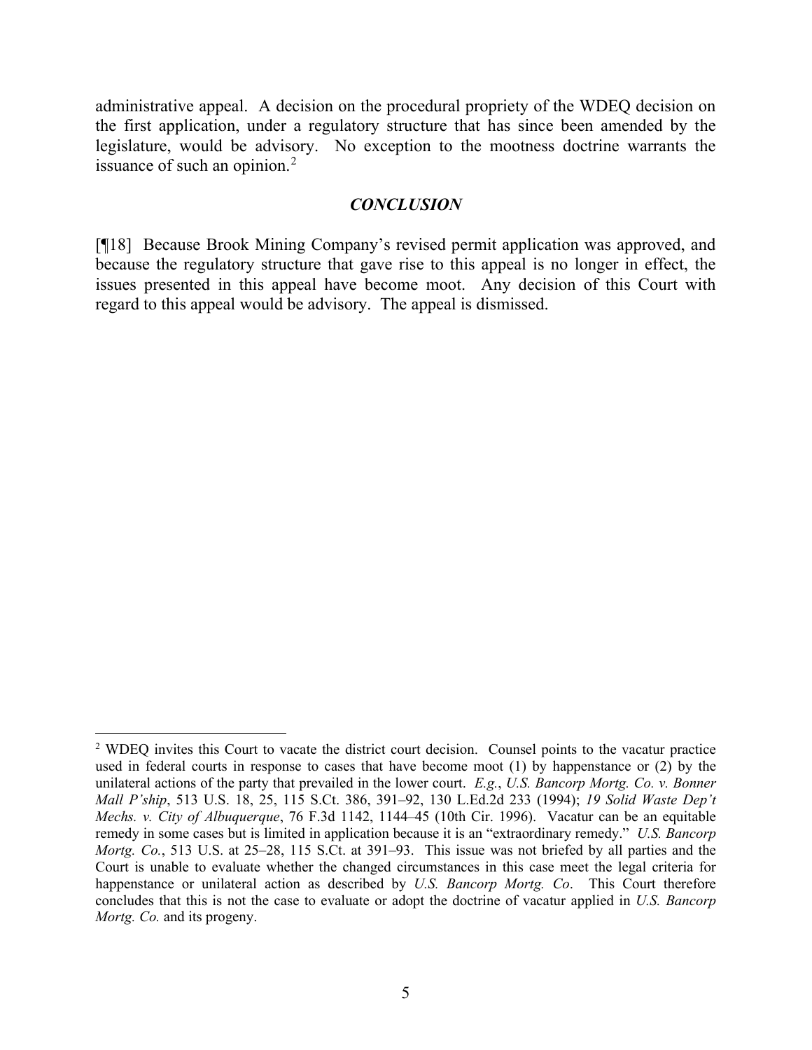administrative appeal. A decision on the procedural propriety of the WDEQ decision on the first application, under a regulatory structure that has since been amended by the legislature, would be advisory. No exception to the mootness doctrine warrants the issuance of such an opinion.[2]

### *CONCLUSION*

[¶18] Because Brook Mining Company's revised permit application was approved, and because the regulatory structure that gave rise to this appeal is no longer in effect, the issues presented in this appeal have become moot. Any decision of this Court with regard to this appeal would be advisory. The appeal is dismissed.

---

[2] WDEQ invites this Court to vacate the district court decision. Counsel points to the vacatur practice used in federal courts in response to cases that have become moot (1) by happenstance or (2) by the unilateral actions of the party that prevailed in the lower court. *E.g.*, *U.S. Bancorp Mortg. Co. v. Bonner Mall P'ship*, 513 U.S. 18, 25, 115 S.Ct. 386, 391–92, 130 L.Ed.2d 233 (1994); *19 Solid Waste Dep't Mechs. v. City of Albuquerque*, 76 F.3d 1142, 1144–45 (10th Cir. 1996). Vacatur can be an equitable remedy in some cases but is limited in application because it is an "extraordinary remedy." *U.S. Bancorp Mortg. Co.*, 513 U.S. at 25–28, 115 S.Ct. at 391–93. This issue was not briefed by all parties and the Court is unable to evaluate whether the changed circumstances in this case meet the legal criteria for happenstance or unilateral action as described by *U.S. Bancorp Mortg. Co*. This Court therefore concludes that this is not the case to evaluate or adopt the doctrine of vacatur applied in *U.S. Bancorp Mortg. Co.* and its progeny.